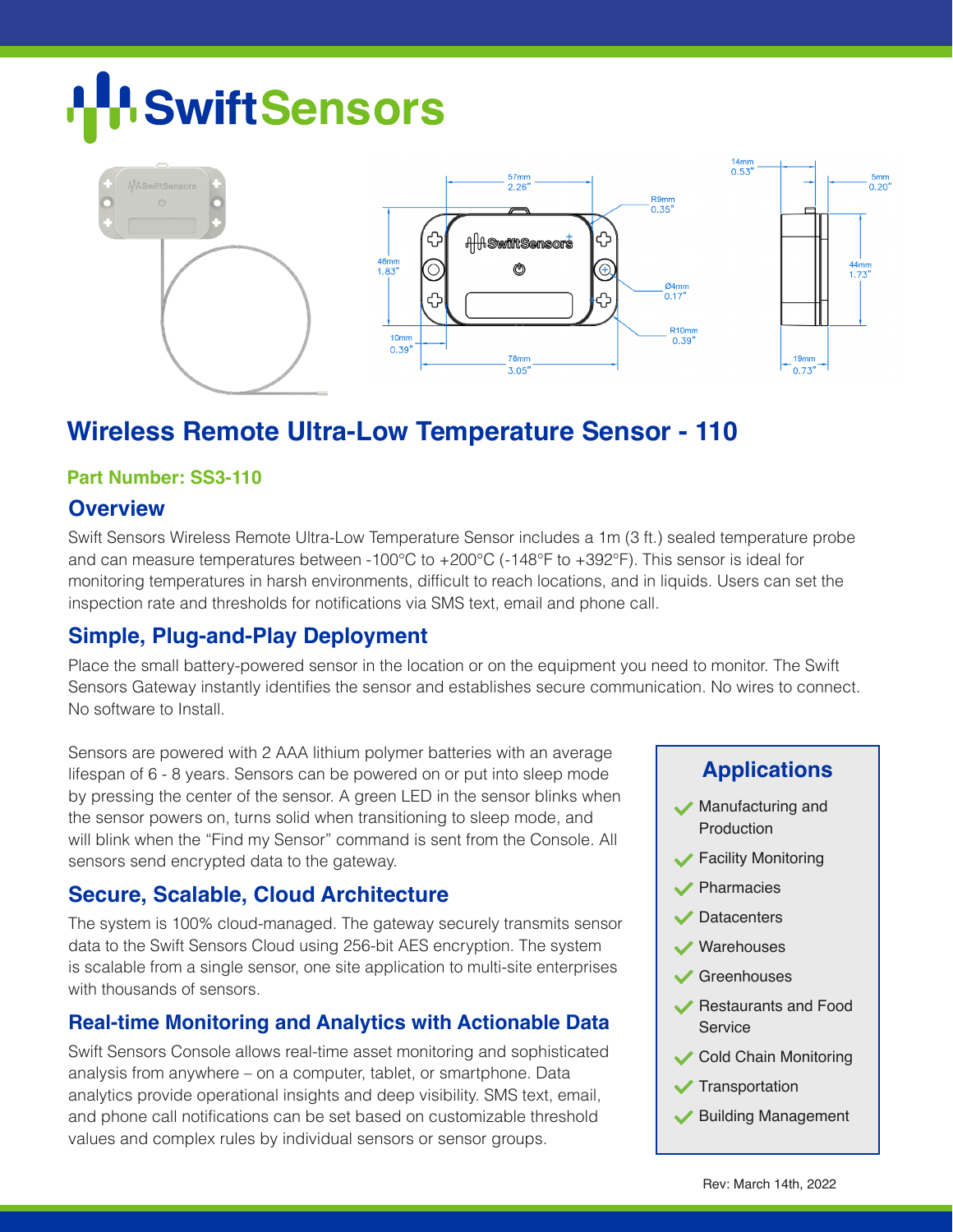# SwiftSensors

## Wireless Remote Ultra-Low Temperature Sensor - 110

**Part Number: SS3-110**

### Overview

Swift Sensors Wireless Remote Ultra-Low Temperature Sensor includes a 1m (3 ft.) sealed temperature probe and can measure temperatures between -100°C to +200°C (-148°F to +392°F). This sensor is ideal for monitoring temperatures in harsh environments, difficult to reach locations, and in liquids. Users can set the inspection rate and thresholds for notifications via SMS text, email and phone call.

### Simple, Plug-and-Play Deployment

Place the small battery-powered sensor in the location or on the equipment you need to monitor. The Swift Sensors Gateway instantly identifies the sensor and establishes secure communication. No wires to connect. No software to Install.

Sensors are powered with 2 AAA lithium polymer batteries with an average lifespan of 6 - 8 years. Sensors can be powered on or put into sleep mode by pressing the center of the sensor. A green LED in the sensor blinks when the sensor powers on, turns solid when transitioning to sleep mode, and will blink when the "Find my Sensor" command is sent from the Console. All sensors send encrypted data to the gateway.

### Secure, Scalable, Cloud Architecture

The system is 100% cloud-managed. The gateway securely transmits sensor data to the Swift Sensors Cloud using 256-bit AES encryption. The system is scalable from a single sensor, one site application to multi-site enterprises with thousands of sensors.

### Real-time Monitoring and Analytics with Actionable Data

Swift Sensors Console allows real-time asset monitoring and sophisticated analysis from anywhere – on a computer, tablet, or smartphone. Data analytics provide operational insights and deep visibility. SMS text, email, and phone call notifications can be set based on customizable threshold values and complex rules by individual sensors or sensor groups.

### Applications

- Manufacturing and Production
- Facility Monitoring
- Pharmacies
- Datacenters
- Warehouses
- Greenhouses
- Restaurants and Food Service
- Cold Chain Monitoring
- Transportation
- Building Management

Rev: March 14th, 2022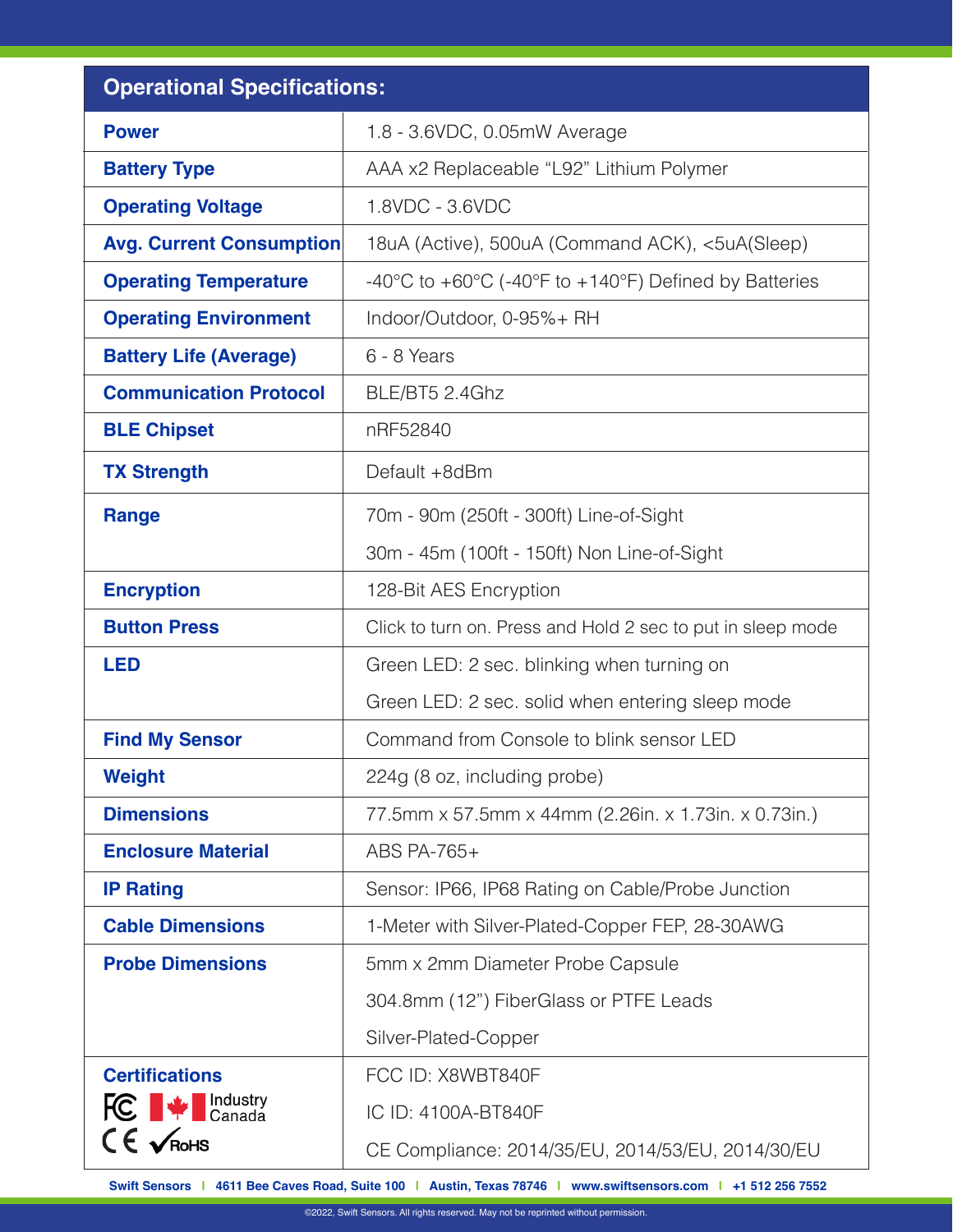| Operational Specifications: | |
|---|---|
| **Power** | 1.8 - 3.6VDC, 0.05mW Average |
| **Battery Type** | AAA x2 Replaceable “L92” Lithium Polymer |
| **Operating Voltage** | 1.8VDC - 3.6VDC |
| **Avg. Current Consumption** | 18uA (Active), 500uA (Command ACK), <5uA(Sleep) |
| **Operating Temperature** | -40°C to +60°C (-40°F to +140°F) Defined by Batteries |
| **Operating Environment** | Indoor/Outdoor, 0-95%+ RH |
| **Battery Life (Average)** | 6 - 8 Years |
| **Communication Protocol** | BLE/BT5 2.4Ghz |
| **BLE Chipset** | nRF52840 |
| **TX Strength** | Default +8dBm |
| **Range** | 70m - 90m (250ft - 300ft) Line-of-Sight<br>30m - 45m (100ft - 150ft) Non Line-of-Sight |
| **Encryption** | 128-Bit AES Encryption |
| **Button Press** | Click to turn on. Press and Hold 2 sec to put in sleep mode |
| **LED** | Green LED: 2 sec. blinking when turning on<br>Green LED: 2 sec. solid when entering sleep mode |
| **Find My Sensor** | Command from Console to blink sensor LED |
| **Weight** | 224g (8 oz, including probe) |
| **Dimensions** | 77.5mm x 57.5mm x 44mm (2.26in. x 1.73in. x 0.73in.) |
| **Enclosure Material** | ABS PA-765+ |
| **IP Rating** | Sensor: IP66, IP68 Rating on Cable/Probe Junction |
| **Cable Dimensions** | 1-Meter with Silver-Plated-Copper FEP, 28-30AWG |
| **Probe Dimensions** | 5mm x 2mm Diameter Probe Capsule<br>304.8mm (12”) FiberGlass or PTFE Leads<br>Silver-Plated-Copper |
| **Certifications**<br>FC Industry Canada CE RoHS | FCC ID: X8WBT840F<br>IC ID: 4100A-BT840F<br>CE Compliance: 2014/35/EU, 2014/53/EU, 2014/30/EU |

**Swift Sensors** | 4611 Bee Caves Road, Suite 100 | Austin, Texas 78746 | www.swiftsensors.com | +1 512 256 7552

©2022, Swift Sensors. All rights reserved. May not be reprinted without permission.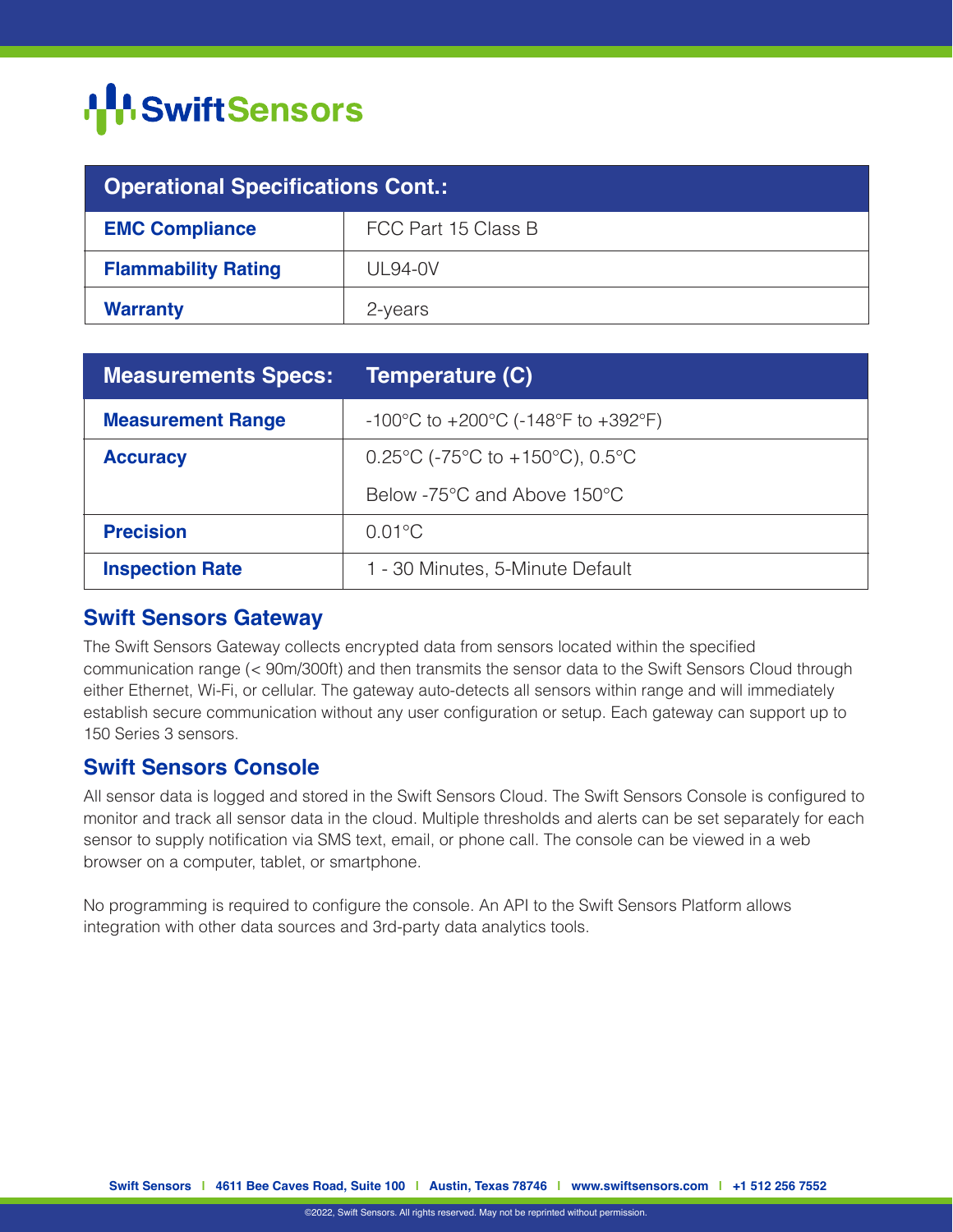# SwiftSensors

| Operational Specifications Cont.: | |
| --- | --- |
| **EMC Compliance** | FCC Part 15 Class B |
| **Flammability Rating** | UL94-0V |
| **Warranty** | 2-years |

| Measurements Specs: | Temperature (C) |
| --- | --- |
| **Measurement Range** | -100°C to +200°C (-148°F to +392°F) |
| **Accuracy** | 0.25°C (-75°C to +150°C), 0.5°C Below -75°C and Above 150°C |
| **Precision** | 0.01°C |
| **Inspection Rate** | 1 - 30 Minutes, 5-Minute Default |

## Swift Sensors Gateway

The Swift Sensors Gateway collects encrypted data from sensors located within the specified communication range (< 90m/300ft) and then transmits the sensor data to the Swift Sensors Cloud through either Ethernet, Wi-Fi, or cellular. The gateway auto-detects all sensors within range and will immediately establish secure communication without any user configuration or setup. Each gateway can support up to 150 Series 3 sensors.

## Swift Sensors Console

All sensor data is logged and stored in the Swift Sensors Cloud. The Swift Sensors Console is configured to monitor and track all sensor data in the cloud. Multiple thresholds and alerts can be set separately for each sensor to supply notification via SMS text, email, or phone call. The console can be viewed in a web browser on a computer, tablet, or smartphone.

No programming is required to configure the console. An API to the Swift Sensors Platform allows integration with other data sources and 3rd-party data analytics tools.

**Swift Sensors | 4611 Bee Caves Road, Suite 100 | Austin, Texas 78746 | www.swiftsensors.com | +1 512 256 7552**

©2022, Swift Sensors. All rights reserved. May not be reprinted without permission.